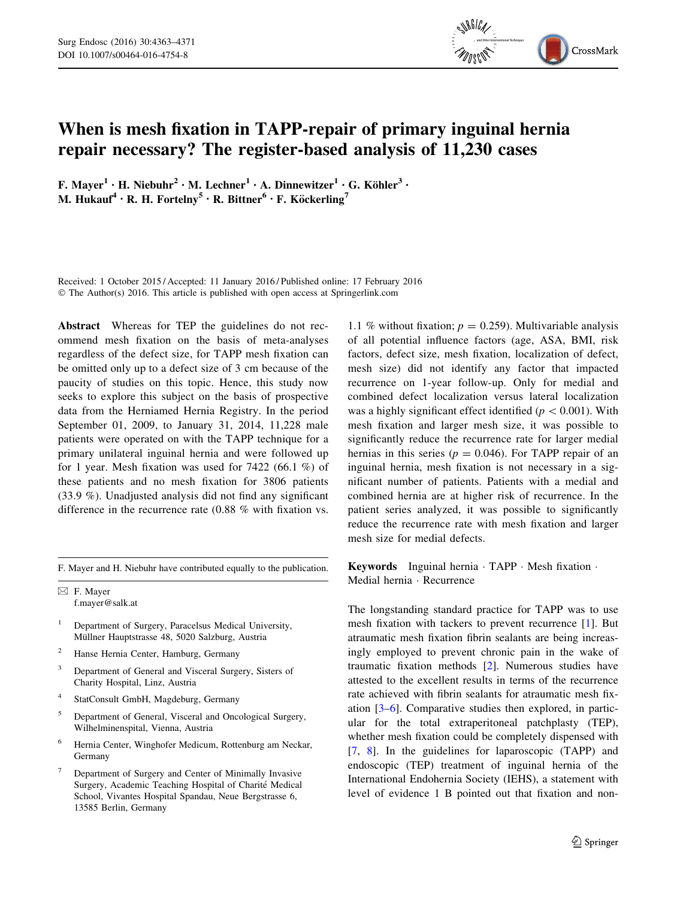# When is mesh fixation in TAPP-repair of primary inguinal hernia repair necessary? The register-based analysis of 11,230 cases

F. Mayer[1] · H. Niebuhr[2] · M. Lechner[1] · A. Dinnewitzer[1] · G. Köhler[3] · M. Hukauf[4] · R. H. Fortelny[5] · R. Bittner[6] · F. Köckerling[7]

Received: 1 October 2015 / Accepted: 11 January 2016 / Published online: 17 February 2016
© The Author(s) 2016. This article is published with open access at Springerlink.com

**Abstract** Whereas for TEP the guidelines do not recommend mesh fixation on the basis of meta-analyses regardless of the defect size, for TAPP mesh fixation can be omitted only up to a defect size of 3 cm because of the paucity of studies on this topic. Hence, this study now seeks to explore this subject on the basis of prospective data from the Herniamed Hernia Registry. In the period September 01, 2009, to January 31, 2014, 11,228 male patients were operated on with the TAPP technique for a primary unilateral inguinal hernia and were followed up for 1 year. Mesh fixation was used for 7422 (66.1 %) of these patients and no mesh fixation for 3806 patients (33.9 %). Unadjusted analysis did not find any significant difference in the recurrence rate (0.88 % with fixation vs. 1.1 % without fixation; $p = 0.259$). Multivariable analysis of all potential influence factors (age, ASA, BMI, risk factors, defect size, mesh fixation, localization of defect, mesh size) did not identify any factor that impacted recurrence on 1-year follow-up. Only for medial and combined defect localization versus lateral localization was a highly significant effect identified ($p < 0.001$). With mesh fixation and larger mesh size, it was possible to significantly reduce the recurrence rate for larger medial hernias in this series ($p = 0.046$). For TAPP repair of an inguinal hernia, mesh fixation is not necessary in a significant number of patients. Patients with a medial and combined hernia are at higher risk of recurrence. In the patient series analyzed, it was possible to significantly reduce the recurrence rate with mesh fixation and larger mesh size for medial defects.

**Keywords** Inguinal hernia · TAPP · Mesh fixation · Medial hernia · Recurrence

F. Mayer and H. Niebuhr have contributed equally to the publication.

✉ F. Mayer
f.mayer@salk.at

[1] Department of Surgery, Paracelsus Medical University, Müllner Hauptstrasse 48, 5020 Salzburg, Austria

[2] Hanse Hernia Center, Hamburg, Germany

[3] Department of General and Visceral Surgery, Sisters of Charity Hospital, Linz, Austria

[4] StatConsult GmbH, Magdeburg, Germany

[5] Department of General, Visceral and Oncological Surgery, Wilhelminenspital, Vienna, Austria

[6] Hernia Center, Winghofer Medicum, Rottenburg am Neckar, Germany

[7] Department of Surgery and Center of Minimally Invasive Surgery, Academic Teaching Hospital of Charité Medical School, Vivantes Hospital Spandau, Neue Bergstrasse 6, 13585 Berlin, Germany

The longstanding standard practice for TAPP was to use mesh fixation with tackers to prevent recurrence [1]. But atraumatic mesh fixation fibrin sealants are being increasingly employed to prevent chronic pain in the wake of traumatic fixation methods [2]. Numerous studies have attested to the excellent results in terms of the recurrence rate achieved with fibrin sealants for atraumatic mesh fixation [3–6]. Comparative studies then explored, in particular for the total extraperitoneal patchplasty (TEP), whether mesh fixation could be completely dispensed with [7, 8]. In the guidelines for laparoscopic (TAPP) and endoscopic (TEP) treatment of inguinal hernia of the International Endohernia Society (IEHS), a statement with level of evidence 1 B pointed out that fixation and non-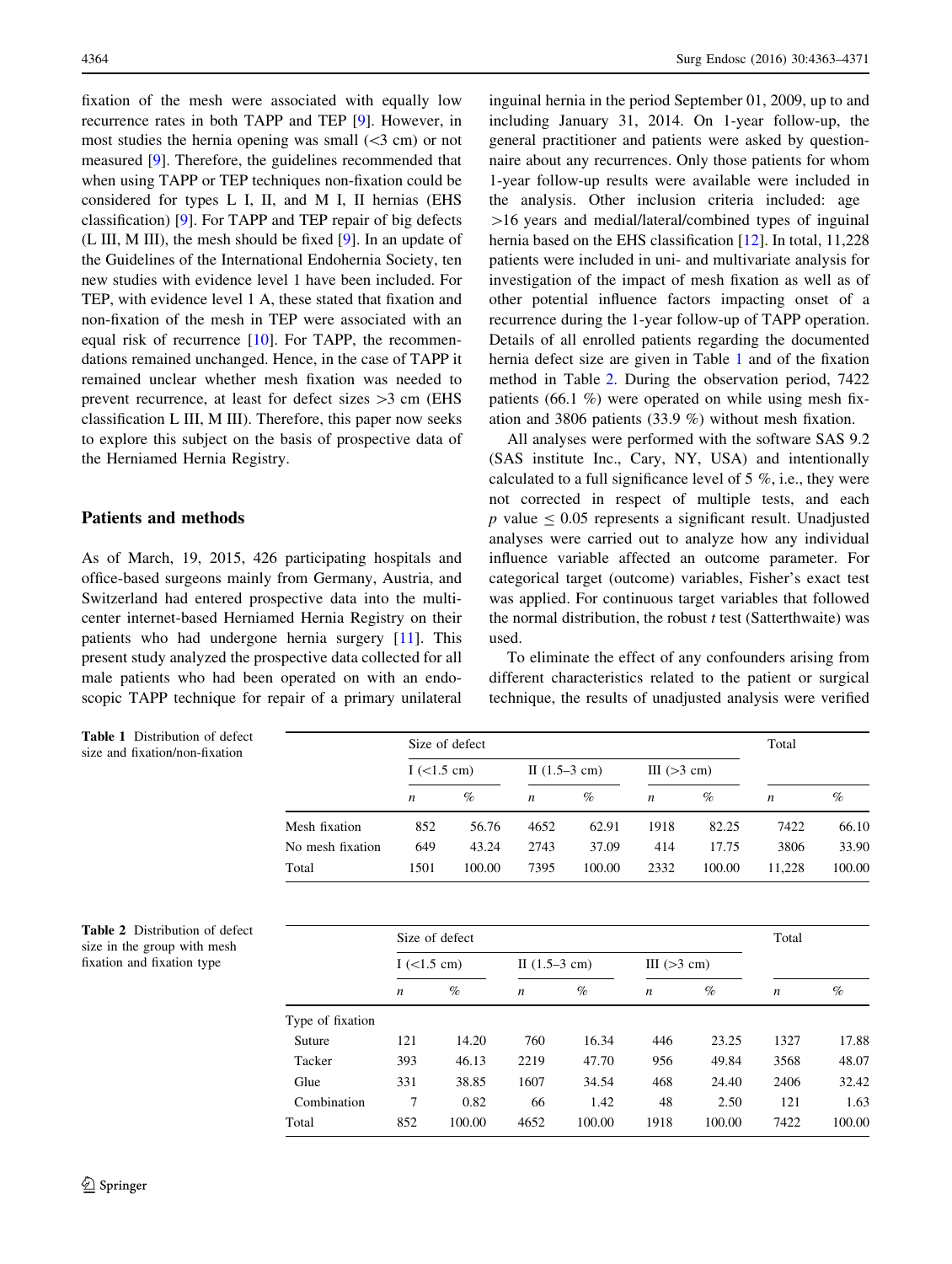fixation of the mesh were associated with equally low recurrence rates in both TAPP and TEP [9]. However, in most studies the hernia opening was small (<3 cm) or not measured [9]. Therefore, the guidelines recommended that when using TAPP or TEP techniques non-fixation could be considered for types L I, II, and M I, II hernias (EHS classification) [9]. For TAPP and TEP repair of big defects (L III, M III), the mesh should be fixed [9]. In an update of the Guidelines of the International Endohernia Society, ten new studies with evidence level 1 have been included. For TEP, with evidence level 1 A, these stated that fixation and non-fixation of the mesh in TEP were associated with an equal risk of recurrence [10]. For TAPP, the recommendations remained unchanged. Hence, in the case of TAPP it remained unclear whether mesh fixation was needed to prevent recurrence, at least for defect sizes >3 cm (EHS classification L III, M III). Therefore, this paper now seeks to explore this subject on the basis of prospective data of the Herniamed Hernia Registry.

## Patients and methods

As of March, 19, 2015, 426 participating hospitals and office-based surgeons mainly from Germany, Austria, and Switzerland had entered prospective data into the multicenter internet-based Herniamed Hernia Registry on their patients who had undergone hernia surgery [11]. This present study analyzed the prospective data collected for all male patients who had been operated on with an endoscopic TAPP technique for repair of a primary unilateral inguinal hernia in the period September 01, 2009, up to and including January 31, 2014. On 1-year follow-up, the general practitioner and patients were asked by questionnaire about any recurrences. Only those patients for whom 1-year follow-up results were available were included in the analysis. Other inclusion criteria included: age >16 years and medial/lateral/combined types of inguinal hernia based on the EHS classification [12]. In total, 11,228 patients were included in uni- and multivariate analysis for investigation of the impact of mesh fixation as well as of other potential influence factors impacting onset of a recurrence during the 1-year follow-up of TAPP operation. Details of all enrolled patients regarding the documented hernia defect size are given in Table 1 and of the fixation method in Table 2. During the observation period, 7422 patients (66.1 %) were operated on while using mesh fixation and 3806 patients (33.9 %) without mesh fixation.

All analyses were performed with the software SAS 9.2 (SAS institute Inc., Cary, NY, USA) and intentionally calculated to a full significance level of 5 %, i.e., they were not corrected in respect of multiple tests, and each $p$ value $\leq 0.05$ represents a significant result. Unadjusted analyses were carried out to analyze how any individual influence variable affected an outcome parameter. For categorical target (outcome) variables, Fisher's exact test was applied. For continuous target variables that followed the normal distribution, the robust $t$ test (Satterthwaite) was used.

To eliminate the effect of any confounders arising from different characteristics related to the patient or surgical technique, the results of unadjusted analysis were verified

**Table 1** Distribution of defect size and fixation/non-fixation

| | Size of defect | | | | | | Total | |
|---|---|---|---|---|---|---|---|---|
| | I (<1.5 cm) | | II (1.5–3 cm) | | III (>3 cm) | | | |
| | $n$ | % | $n$ | % | $n$ | % | $n$ | % |
| Mesh fixation | 852 | 56.76 | 4652 | 62.91 | 1918 | 82.25 | 7422 | 66.10 |
| No mesh fixation | 649 | 43.24 | 2743 | 37.09 | 414 | 17.75 | 3806 | 33.90 |
| Total | 1501 | 100.00 | 7395 | 100.00 | 2332 | 100.00 | 11,228 | 100.00 |

**Table 2** Distribution of defect size in the group with mesh fixation and fixation type

| | Size of defect | | | | | | Total | |
|---|---|---|---|---|---|---|---|---|
| | I (<1.5 cm) | | II (1.5–3 cm) | | III (>3 cm) | | | |
| | $n$ | % | $n$ | % | $n$ | % | $n$ | % |
| Type of fixation | | | | | | | | |
| Suture | 121 | 14.20 | 760 | 16.34 | 446 | 23.25 | 1327 | 17.88 |
| Tacker | 393 | 46.13 | 2219 | 47.70 | 956 | 49.84 | 3568 | 48.07 |
| Glue | 331 | 38.85 | 1607 | 34.54 | 468 | 24.40 | 2406 | 32.42 |
| Combination | 7 | 0.82 | 66 | 1.42 | 48 | 2.50 | 121 | 1.63 |
| Total | 852 | 100.00 | 4652 | 100.00 | 1918 | 100.00 | 7422 | 100.00 |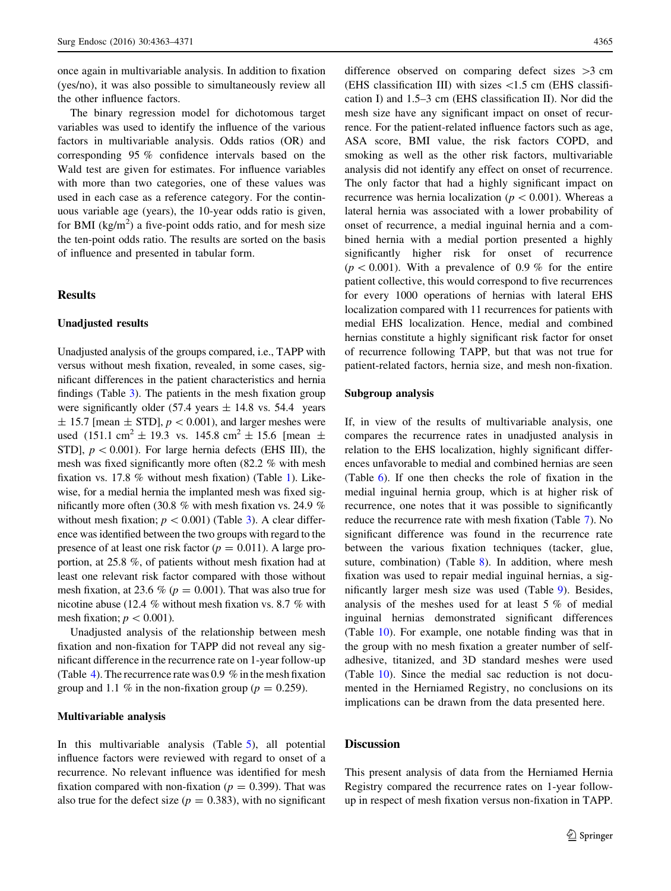once again in multivariable analysis. In addition to fixation (yes/no), it was also possible to simultaneously review all the other influence factors.

The binary regression model for dichotomous target variables was used to identify the influence of the various factors in multivariable analysis. Odds ratios (OR) and corresponding 95 % confidence intervals based on the Wald test are given for estimates. For influence variables with more than two categories, one of these values was used in each case as a reference category. For the continuous variable age (years), the 10-year odds ratio is given, for BMI (kg/m$^2$) a five-point odds ratio, and for mesh size the ten-point odds ratio. The results are sorted on the basis of influence and presented in tabular form.

## Results

### Unadjusted results

Unadjusted analysis of the groups compared, i.e., TAPP with versus without mesh fixation, revealed, in some cases, significant differences in the patient characteristics and hernia findings (Table 3). The patients in the mesh fixation group were significantly older (57.4 years ± 14.8 vs. 54.4 years ± 15.7 [mean ± STD], $p < 0.001$), and larger meshes were used (151.1 cm$^2$ ± 19.3 vs. 145.8 cm$^2$ ± 15.6 [mean ± STD], $p < 0.001$). For large hernia defects (EHS III), the mesh was fixed significantly more often (82.2 % with mesh fixation vs. 17.8 % without mesh fixation) (Table 1). Likewise, for a medial hernia the implanted mesh was fixed significantly more often (30.8 % with mesh fixation vs. 24.9 % without mesh fixation; $p < 0.001$) (Table 3). A clear difference was identified between the two groups with regard to the presence of at least one risk factor ($p = 0.011$). A large proportion, at 25.8 %, of patients without mesh fixation had at least one relevant risk factor compared with those without mesh fixation, at 23.6 % ($p = 0.001$). That was also true for nicotine abuse (12.4 % without mesh fixation vs. 8.7 % with mesh fixation; $p < 0.001$).

Unadjusted analysis of the relationship between mesh fixation and non-fixation for TAPP did not reveal any significant difference in the recurrence rate on 1-year follow-up (Table 4). The recurrence rate was 0.9 % in the mesh fixation group and 1.1 % in the non-fixation group ($p = 0.259$).

### Multivariable analysis

In this multivariable analysis (Table 5), all potential influence factors were reviewed with regard to onset of a recurrence. No relevant influence was identified for mesh fixation compared with non-fixation ($p = 0.399$). That was also true for the defect size ($p = 0.383$), with no significant difference observed on comparing defect sizes >3 cm (EHS classification III) with sizes <1.5 cm (EHS classification I) and 1.5–3 cm (EHS classification II). Nor did the mesh size have any significant impact on onset of recurrence. For the patient-related influence factors such as age, ASA score, BMI value, the risk factors COPD, and smoking as well as the other risk factors, multivariable analysis did not identify any effect on onset of recurrence. The only factor that had a highly significant impact on recurrence was hernia localization ($p < 0.001$). Whereas a lateral hernia was associated with a lower probability of onset of recurrence, a medial inguinal hernia and a combined hernia with a medial portion presented a highly significantly higher risk for onset of recurrence ($p < 0.001$). With a prevalence of 0.9 % for the entire patient collective, this would correspond to five recurrences for every 1000 operations of hernias with lateral EHS localization compared with 11 recurrences for patients with medial EHS localization. Hence, medial and combined hernias constitute a highly significant risk factor for onset of recurrence following TAPP, but that was not true for patient-related factors, hernia size, and mesh non-fixation.

### Subgroup analysis

If, in view of the results of multivariable analysis, one compares the recurrence rates in unadjusted analysis in relation to the EHS localization, highly significant differences unfavorable to medial and combined hernias are seen (Table 6). If one then checks the role of fixation in the medial inguinal hernia group, which is at higher risk of recurrence, one notes that it was possible to significantly reduce the recurrence rate with mesh fixation (Table 7). No significant difference was found in the recurrence rate between the various fixation techniques (tacker, glue, suture, combination) (Table 8). In addition, where mesh fixation was used to repair medial inguinal hernias, a significantly larger mesh size was used (Table 9). Besides, analysis of the meshes used for at least 5 % of medial inguinal hernias demonstrated significant differences (Table 10). For example, one notable finding was that in the group with no mesh fixation a greater number of self-adhesive, titanized, and 3D standard meshes were used (Table 10). Since the medial sac reduction is not documented in the Herniamed Registry, no conclusions on its implications can be drawn from the data presented here.

## Discussion

This present analysis of data from the Herniamed Hernia Registry compared the recurrence rates on 1-year follow-up in respect of mesh fixation versus non-fixation in TAPP.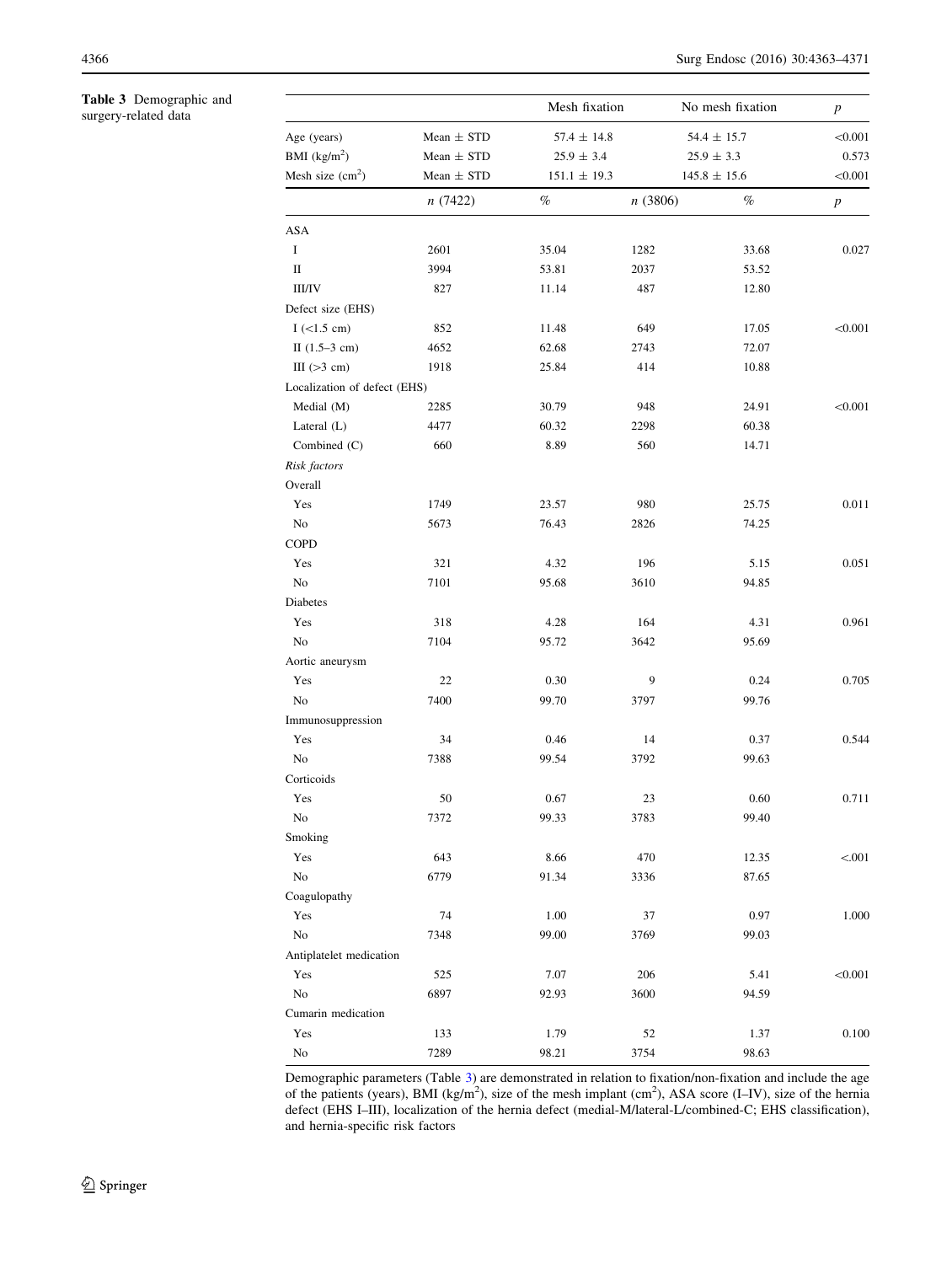**Table 3** Demographic and surgery-related data

| | | Mesh fixation | | No mesh fixation | | $p$ |
|---|---|---|---|---|---|---|
| Age (years) | Mean ± STD | 57.4 ± 14.8 | | 54.4 ± 15.7 | | <0.001 |
| BMI (kg/m$^2$) | Mean ± STD | 25.9 ± 3.4 | | 25.9 ± 3.3 | | 0.573 |
| Mesh size (cm$^2$) | Mean ± STD | 151.1 ± 19.3 | | 145.8 ± 15.6 | | <0.001 |
| | *n* (7422) | % | | *n* (3806) | % | $p$ |
| ASA | | | | | | |
| I | 2601 | 35.04 | | 1282 | 33.68 | 0.027 |
| II | 3994 | 53.81 | | 2037 | 53.52 | |
| III/IV | 827 | 11.14 | | 487 | 12.80 | |
| Defect size (EHS) | | | | | | |
| I (<1.5 cm) | 852 | 11.48 | | 649 | 17.05 | <0.001 |
| II (1.5–3 cm) | 4652 | 62.68 | | 2743 | 72.07 | |
| III (>3 cm) | 1918 | 25.84 | | 414 | 10.88 | |
| Localization of defect (EHS) | | | | | | |
| Medial (M) | 2285 | 30.79 | | 948 | 24.91 | <0.001 |
| Lateral (L) | 4477 | 60.32 | | 2298 | 60.38 | |
| Combined (C) | 660 | 8.89 | | 560 | 14.71 | |
| *Risk factors* | | | | | | |
| Overall | | | | | | |
| Yes | 1749 | 23.57 | | 980 | 25.75 | 0.011 |
| No | 5673 | 76.43 | | 2826 | 74.25 | |
| COPD | | | | | | |
| Yes | 321 | 4.32 | | 196 | 5.15 | 0.051 |
| No | 7101 | 95.68 | | 3610 | 94.85 | |
| Diabetes | | | | | | |
| Yes | 318 | 4.28 | | 164 | 4.31 | 0.961 |
| No | 7104 | 95.72 | | 3642 | 95.69 | |
| Aortic aneurysm | | | | | | |
| Yes | 22 | 0.30 | | 9 | 0.24 | 0.705 |
| No | 7400 | 99.70 | | 3797 | 99.76 | |
| Immunosuppression | | | | | | |
| Yes | 34 | 0.46 | | 14 | 0.37 | 0.544 |
| No | 7388 | 99.54 | | 3792 | 99.63 | |
| Corticoids | | | | | | |
| Yes | 50 | 0.67 | | 23 | 0.60 | 0.711 |
| No | 7372 | 99.33 | | 3783 | 99.40 | |
| Smoking | | | | | | |
| Yes | 643 | 8.66 | | 470 | 12.35 | <.001 |
| No | 6779 | 91.34 | | 3336 | 87.65 | |
| Coagulopathy | | | | | | |
| Yes | 74 | 1.00 | | 37 | 0.97 | 1.000 |
| No | 7348 | 99.00 | | 3769 | 99.03 | |
| Antiplatelet medication | | | | | | |
| Yes | 525 | 7.07 | | 206 | 5.41 | <0.001 |
| No | 6897 | 92.93 | | 3600 | 94.59 | |
| Cumarin medication | | | | | | |
| Yes | 133 | 1.79 | | 52 | 1.37 | 0.100 |
| No | 7289 | 98.21 | | 3754 | 98.63 | |

Demographic parameters (Table 3) are demonstrated in relation to fixation/non-fixation and include the age of the patients (years), BMI (kg/m$^2$), size of the mesh implant (cm$^2$), ASA score (I–IV), size of the hernia defect (EHS I–III), localization of the hernia defect (medial-M/lateral-L/combined-C; EHS classification), and hernia-specific risk factors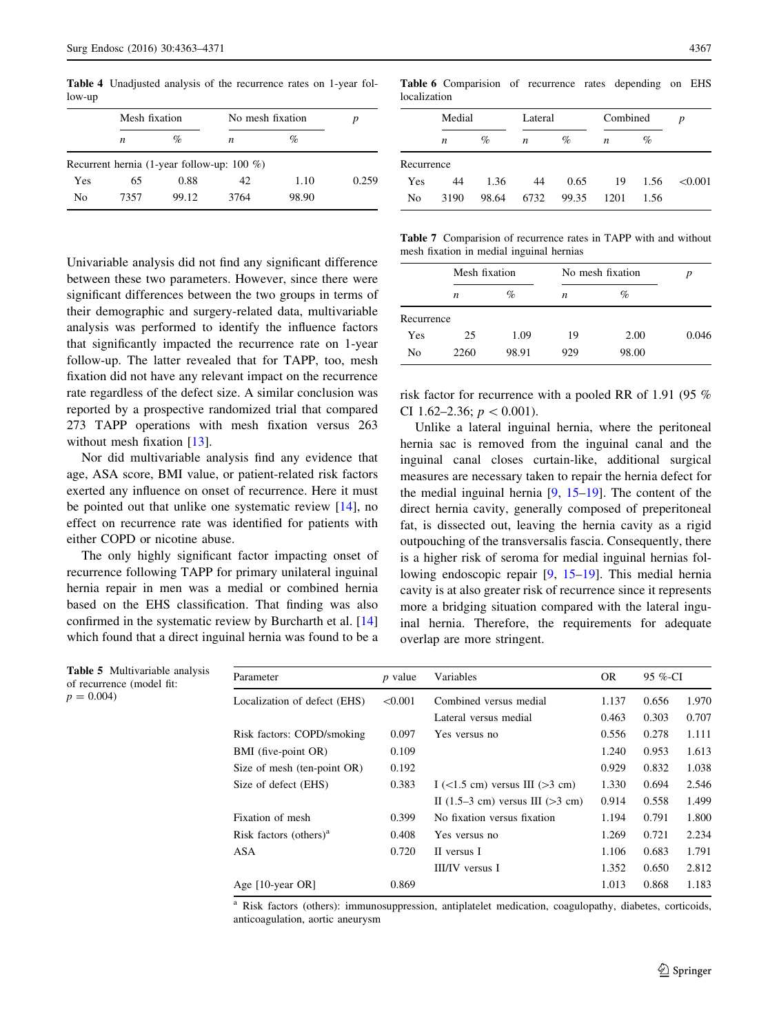**Table 4** Unadjusted analysis of the recurrence rates on 1-year follow-up

| | Mesh fixation | | No mesh fixation | | *p* |
|---|---|---|---|---|---|
| | *n* | % | *n* | % | |
| Recurrent hernia (1-year follow-up: 100 %) | | | | | |
| Yes | 65 | 0.88 | 42 | 1.10 | 0.259 |
| No | 7357 | 99.12 | 3764 | 98.90 | |

Univariable analysis did not find any significant difference between these two parameters. However, since there were significant differences between the two groups in terms of their demographic and surgery-related data, multivariable analysis was performed to identify the influence factors that significantly impacted the recurrence rate on 1-year follow-up. The latter revealed that for TAPP, too, mesh fixation did not have any relevant impact on the recurrence rate regardless of the defect size. A similar conclusion was reported by a prospective randomized trial that compared 273 TAPP operations with mesh fixation versus 263 without mesh fixation [13].

Nor did multivariable analysis find any evidence that age, ASA score, BMI value, or patient-related risk factors exerted any influence on onset of recurrence. Here it must be pointed out that unlike one systematic review [14], no effect on recurrence rate was identified for patients with either COPD or nicotine abuse.

The only highly significant factor impacting onset of recurrence following TAPP for primary unilateral inguinal hernia repair in men was a medial or combined hernia based on the EHS classification. That finding was also confirmed in the systematic review by Burcharth et al. [14] which found that a direct inguinal hernia was found to be a risk factor for recurrence with a pooled RR of 1.91 (95 % CI 1.62–2.36; $p < 0.001$).

**Table 6** Comparision of recurrence rates depending on EHS localization

| | Medial | | Lateral | | Combined | | *p* |
|---|---|---|---|---|---|---|---|
| | *n* | % | *n* | % | *n* | % | |
| Recurrence | | | | | | | |
| Yes | 44 | 1.36 | 44 | 0.65 | 19 | 1.56 | <0.001 |
| No | 3190 | 98.64 | 6732 | 99.35 | 1201 | 1.56 | |

**Table 7** Comparision of recurrence rates in TAPP with and without mesh fixation in medial inguinal hernias

| | Mesh fixation | | No mesh fixation | | *p* |
|---|---|---|---|---|---|
| | *n* | % | *n* | % | |
| Recurrence | | | | | |
| Yes | 25 | 1.09 | 19 | 2.00 | 0.046 |
| No | 2260 | 98.91 | 929 | 98.00 | |

Unlike a lateral inguinal hernia, where the peritoneal hernia sac is removed from the inguinal canal and the inguinal canal closes curtain-like, additional surgical measures are necessary taken to repair the hernia defect for the medial inguinal hernia [9, 15–19]. The content of the direct hernia cavity, generally composed of preperitoneal fat, is dissected out, leaving the hernia cavity as a rigid outpouching of the transversalis fascia. Consequently, there is a higher risk of seroma for medial inguinal hernias following endoscopic repair [9, 15–19]. This medial hernia cavity is at also greater risk of recurrence since it represents more a bridging situation compared with the lateral inguinal hernia. Therefore, the requirements for adequate overlap are more stringent.

**Table 5** Multivariable analysis of recurrence (model fit: $p = 0.004$)

| Parameter | *p* value | Variables | OR | 95 %-CI | |
|---|---|---|---|---|---|
| Localization of defect (EHS) | <0.001 | Combined versus medial | 1.137 | 0.656 | 1.970 |
| | | Lateral versus medial | 0.463 | 0.303 | 0.707 |
| Risk factors: COPD/smoking | 0.097 | Yes versus no | 0.556 | 0.278 | 1.111 |
| BMI (five-point OR) | 0.109 | | 1.240 | 0.953 | 1.613 |
| Size of mesh (ten-point OR) | 0.192 | | 0.929 | 0.832 | 1.038 |
| Size of defect (EHS) | 0.383 | I (<1.5 cm) versus III (>3 cm) | 1.330 | 0.694 | 2.546 |
| | | II (1.5–3 cm) versus III (>3 cm) | 0.914 | 0.558 | 1.499 |
| Fixation of mesh | 0.399 | No fixation versus fixation | 1.194 | 0.791 | 1.800 |
| Risk factors (others)[a] | 0.408 | Yes versus no | 1.269 | 0.721 | 2.234 |
| ASA | 0.720 | II versus I | 1.106 | 0.683 | 1.791 |
| | | III/IV versus I | 1.352 | 0.650 | 2.812 |
| Age [10-year OR] | 0.869 | | 1.013 | 0.868 | 1.183 |

[a] Risk factors (others): immunosuppression, antiplatelet medication, coagulopathy, diabetes, corticoids, anticoagulation, aortic aneurysm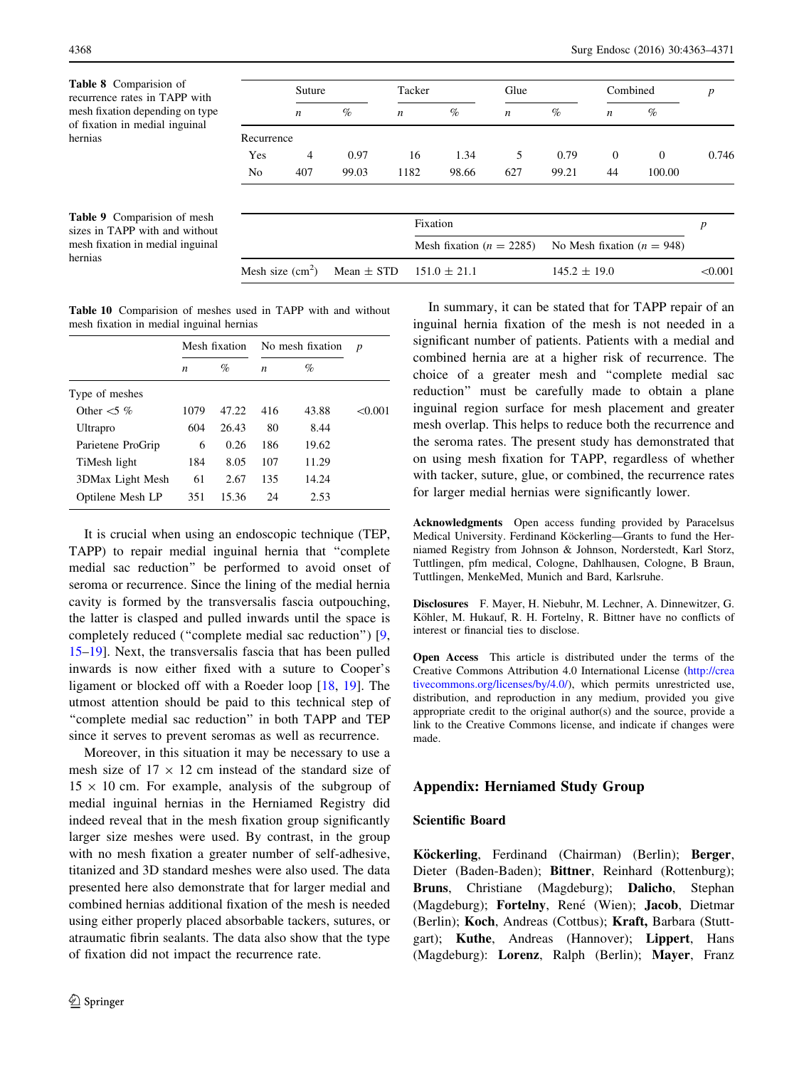**Table 8** Comparision of recurrence rates in TAPP with mesh fixation depending on type of fixation in medial inguinal hernias

| | Suture | | Tacker | | Glue | | Combined | | p |
|---|---|---|---|---|---|---|---|---|---|
| | n | % | n | % | n | % | n | % | |
| Recurrence | | | | | | | | | |
| Yes | 4 | 0.97 | 16 | 1.34 | 5 | 0.79 | 0 | 0 | 0.746 |
| No | 407 | 99.03 | 1182 | 98.66 | 627 | 99.21 | 44 | 100.00 | |

**Table 9** Comparision of mesh sizes in TAPP with and without mesh fixation in medial inguinal hernias

| | | Fixation | | p |
|---|---|---|---|---|
| | | Mesh fixation ($n = 2285$) | No Mesh fixation ($n = 948$) | |
| Mesh size ($cm^2$) | Mean ± STD | 151.0 ± 21.1 | 145.2 ± 19.0 | <0.001 |

**Table 10** Comparision of meshes used in TAPP with and without mesh fixation in medial inguinal hernias

| | Mesh fixation | | No mesh fixation | | p |
|---|---|---|---|---|---|
| | n | % | n | % | |
| Type of meshes | | | | | |
| Other <5 % | 1079 | 47.22 | 416 | 43.88 | <0.001 |
| Ultrapro | 604 | 26.43 | 80 | 8.44 | |
| Parietene ProGrip | 6 | 0.26 | 186 | 19.62 | |
| TiMesh light | 184 | 8.05 | 107 | 11.29 | |
| 3DMax Light Mesh | 61 | 2.67 | 135 | 14.24 | |
| Optilene Mesh LP | 351 | 15.36 | 24 | 2.53 | |

It is crucial when using an endoscopic technique (TEP, TAPP) to repair medial inguinal hernia that "complete medial sac reduction" be performed to avoid onset of seroma or recurrence. Since the lining of the medial hernia cavity is formed by the transversalis fascia outpouching, the latter is clasped and pulled inwards until the space is completely reduced ("complete medial sac reduction") [9, 15–19]. Next, the transversalis fascia that has been pulled inwards is now either fixed with a suture to Cooper's ligament or blocked off with a Roeder loop [18, 19]. The utmost attention should be paid to this technical step of "complete medial sac reduction" in both TAPP and TEP since it serves to prevent seromas as well as recurrence.

Moreover, in this situation it may be necessary to use a mesh size of 17 × 12 cm instead of the standard size of 15 × 10 cm. For example, analysis of the subgroup of medial inguinal hernias in the Herniamed Registry did indeed reveal that in the mesh fixation group significantly larger size meshes were used. By contrast, in the group with no mesh fixation a greater number of self-adhesive, titanized and 3D standard meshes were also used. The data presented here also demonstrate that for larger medial and combined hernias additional fixation of the mesh is needed using either properly placed absorbable tackers, sutures, or atraumatic fibrin sealants. The data also show that the type of fixation did not impact the recurrence rate.

In summary, it can be stated that for TAPP repair of an inguinal hernia fixation of the mesh is not needed in a significant number of patients. Patients with a medial and combined hernia are at a higher risk of recurrence. The choice of a greater mesh and "complete medial sac reduction" must be carefully made to obtain a plane inguinal region surface for mesh placement and greater mesh overlap. This helps to reduce both the recurrence and the seroma rates. The present study has demonstrated that on using mesh fixation for TAPP, regardless of whether with tacker, suture, glue, or combined, the recurrence rates for larger medial hernias were significantly lower.

**Acknowledgments** Open access funding provided by Paracelsus Medical University. Ferdinand Köckerling—Grants to fund the Herniamed Registry from Johnson & Johnson, Norderstedt, Karl Storz, Tuttlingen, pfm medical, Cologne, Dahlhausen, Cologne, B Braun, Tuttlingen, MenkeMed, Munich and Bard, Karlsruhe.

**Disclosures** F. Mayer, H. Niebuhr, M. Lechner, A. Dinnewitzer, G. Köhler, M. Hukauf, R. H. Fortelny, R. Bittner have no conflicts of interest or financial ties to disclose.

**Open Access** This article is distributed under the terms of the Creative Commons Attribution 4.0 International License (http://creativecommons.org/licenses/by/4.0/), which permits unrestricted use, distribution, and reproduction in any medium, provided you give appropriate credit to the original author(s) and the source, provide a link to the Creative Commons license, and indicate if changes were made.

## Appendix: Herniamed Study Group

### Scientific Board

**Köckerling**, Ferdinand (Chairman) (Berlin); **Berger**, Dieter (Baden-Baden); **Bittner**, Reinhard (Rottenburg); **Bruns**, Christiane (Magdeburg); **Dalicho**, Stephan (Magdeburg); **Fortelny**, René (Wien); **Jacob**, Dietmar (Berlin); **Koch**, Andreas (Cottbus); **Kraft,** Barbara (Stuttgart); **Kuthe**, Andreas (Hannover); **Lippert**, Hans (Magdeburg): **Lorenz**, Ralph (Berlin); **Mayer**, Franz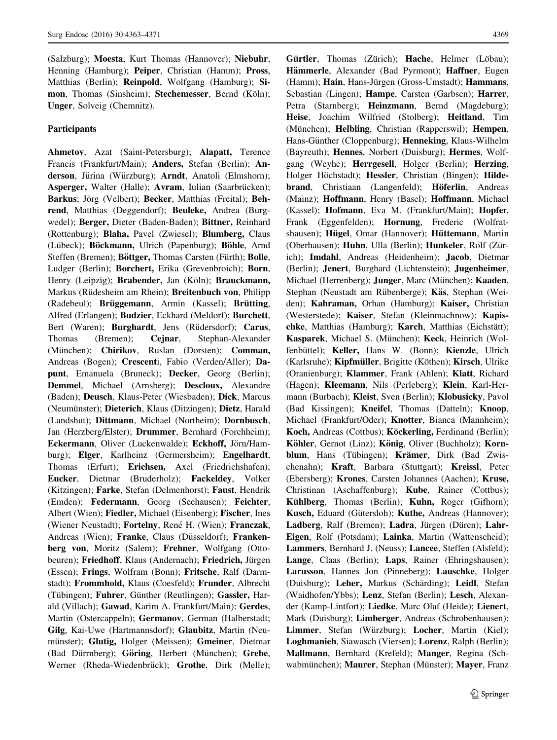(Salzburg); **Moesta**, Kurt Thomas (Hannover); **Niebuhr**, Henning (Hamburg); **Peiper**, Christian (Hamm); **Pross**, Matthias (Berlin); **Reinpold**, Wolfgang (Hamburg); **Simon**, Thomas (Sinsheim); **Stechemesser**, Bernd (Köln); **Unger**, Solveig (Chemnitz).

### Participants

**Ahmetov**, Azat (Saint-Petersburg); **Alapatt,** Terence Francis (Frankfurt/Main); **Anders,** Stefan (Berlin); **Anderson**, Jürina (Würzburg); **Arndt**, Anatoli (Elmshorn); **Asperger,** Walter (Halle); **Avram**, Iulian (Saarbrücken); **Barkus**; Jörg (Velbert); **Becker**, Matthias (Freital); **Behrend**, Matthias (Deggendorf); **Beuleke,** Andrea (Burgwedel); **Berger,** Dieter (Baden-Baden); **Bittner,** Reinhard (Rottenburg); **Blaha,** Pavel (Zwiesel); **Blumberg,** Claus (Lübeck); **Böckmann,** Ulrich (Papenburg); **Böhle**, Arnd Steffen (Bremen); **Böttger,** Thomas Carsten (Fürth); **Bolle**, Ludger (Berlin); **Borchert,** Erika (Grevenbroich); **Born**, Henry (Leipzig); **Brabender,** Jan (Köln); **Brauckmann,** Markus (Rüdesheim am Rhein); **Breitenbuch von**, Philipp (Radebeul); **Brüggemann**, Armin (Kassel); **Brütting**, Alfred (Erlangen); **Budzier**, Eckhard (Meldorf); **Burchett**, Bert (Waren); **Burghardt**, Jens (Rüdersdorf); **Carus**, Thomas (Bremen); **Cejnar**, Stephan-Alexander (München); **Chirikov**, Ruslan (Dorsten); **Comman,** Andreas (Bogen); **Crescent**i, Fabio (Verden/Aller); **Dapunt**, Emanuela (Bruneck); **Decker**, Georg (Berlin); **Demmel**, Michael (Arnsberg); **Descloux,** Alexandre (Baden); **Deusch**, Klaus-Peter (Wiesbaden); **Dick**, Marcus (Neumünster); **Dieterich**, Klaus (Ditzingen); **Dietz**, Harald (Landshut); **Dittmann**, Michael (Northeim); **Dornbusch**, Jan (Herzberg/Elster); **Drummer**, Bernhard (Forchheim); **Eckermann**, Oliver (Luckenwalde); **Eckhoff,** Jörn/Hamburg); **Elger**, Karlheinz (Germersheim); **Engelhardt**, Thomas (Erfurt); **Erichsen,** Axel (Friedrichshafen); **Eucker**, Dietmar (Bruderholz); **Fackeldey**, Volker (Kitzingen); **Farke**, Stefan (Delmenhorst); **Faust**, Hendrik (Emden); **Federmann**, Georg (Seehausen); **Feichter**, Albert (Wien); **Fiedler,** Michael (Eisenberg); **Fischer**, Ines (Wiener Neustadt); **Fortelny**, René H. (Wien); **Franczak**, Andreas (Wien); **Franke**, Claus (Düsseldorf); **Frankenberg von**, Moritz (Salem); **Frehner**, Wolfgang (Ottobeuren); **Friedhoff**, Klaus (Andernach); **Friedrich,** Jürgen (Essen); **Frings**, Wolfram (Bonn); **Fritsche**, Ralf (Darmstadt); **Frommhold,** Klaus (Coesfeld); **Frunder**, Albrecht (Tübingen); **Fuhrer**, Günther (Reutlingen); **Gassler,** Harald (Villach); **Gawad**, Karim A. Frankfurt/Main); **Gerdes**, Martin (Ostercappeln); **Germanov**, German (Halberstadt; **Gilg**, Kai-Uwe (Hartmannsdorf); **Glaubitz**, Martin (Neumünster); **Glutig,** Holger (Meissen); **Gmeiner**, Dietmar (Bad Dürrnberg); **Göring**, Herbert (München); **Grebe**, Werner (Rheda-Wiedenbrück); **Grothe**, Dirk (Melle); **Gürtler**, Thomas (Zürich); **Hache**, Helmer (Löbau); **Hämmerle**, Alexander (Bad Pyrmont); **Haffner**, Eugen (Hamm); **Hain**, Hans-Jürgen (Gross-Umstadt); **Hammans**, Sebastian (Lingen); **Hampe**, Carsten (Garbsen); **Harrer**, Petra (Starnberg); **Heinzmann**, Bernd (Magdeburg); **Heise**, Joachim Wilfried (Stolberg); **Heitland**, Tim (München); **Helbling**, Christian (Rapperswil); **Hempen**, Hans-Günther (Cloppenburg); **Henneking**, Klaus-Wilhelm (Bayreuth); **Hennes**, Norbert (Duisburg); **Hermes**, Wolfgang (Weyhe); **Herrgesell**, Holger (Berlin); **Herzing**, Holger Höchstadt); **Hessler**, Christian (Bingen); **Hildebrand**, Christiaan (Langenfeld); **Höferlin**, Andreas (Mainz); **Hoffmann**, Henry (Basel); **Hoffmann**, Michael (Kassel); **Hofmann**, Eva M. (Frankfurt/Main); **Hopfer**, Frank (Eggenfelden); **Hornung**, Frederic (Wolfratshausen); **Hügel**, Omar (Hannover); **Hüttemann**, Martin (Oberhausen); **Huhn**, Ulla (Berlin); **Hunkeler**, Rolf (Zürich); **Imdahl**, Andreas (Heidenheim); **Jacob**, Dietmar (Berlin); **Jenert**, Burghard (Lichtenstein); **Jugenheimer**, Michael (Herrenberg); **Junger**, Marc (München); **Kaaden**, Stephan (Neustadt am Rübenberge); **Käs**, Stephan (Weiden); **Kahraman,** Orhan (Hamburg); **Kaiser,** Christian (Westerstede); **Kaiser**, Stefan (Kleinmachnow); **Kapischke**, Matthias (Hamburg); **Karch**, Matthias (Eichstätt); **Kasparek**, Michael S. (München); **Keck**, Heinrich (Wolfenbüttel); **Keller,** Hans W. (Bonn); **Kienzle**, Ulrich (Karlsruhe); **Kipfmüller**, Brigitte (Köthen); **Kirsch**, Ulrike (Oranienburg); **Klammer**, Frank (Ahlen); **Klatt**, Richard (Hagen); **Kleemann**, Nils (Perleberg); **Klein**, Karl-Hermann (Burbach); **Kleist**, Sven (Berlin); **Klobusicky**, Pavol (Bad Kissingen); **Kneifel**, Thomas (Datteln); **Knoop**, Michael (Frankfurt/Oder); **Knotter**, Bianca (Mannheim); **Koch,** Andreas (Cottbus); **Köckerling,** Ferdinand (Berlin); **Köhler**, Gernot (Linz); **König**, Oliver (Buchholz); **Kornblum**, Hans (Tübingen); **Krämer**, Dirk (Bad Zwischenahn); **Kraft**, Barbara (Stuttgart); **Kreissl**, Peter (Ebersberg); **Krones**, Carsten Johannes (Aachen); **Kruse,** Christinan (Aschaffenburg); **Kube**, Rainer (Cottbus); **Kühlberg**, Thomas (Berlin); **Kuhn,** Roger (Gifhorn); **Kusch,** Eduard (Gütersloh); **Kuthe,** Andreas (Hannover); **Ladberg**, Ralf (Bremen); **Ladra**, Jürgen (Düren); **Lahr-Eigen**, Rolf (Potsdam); **Lainka**, Martin (Wattenscheid); **Lammers**, Bernhard J. (Neuss); **Lancee**, Steffen (Alsfeld); **Lange**, Claas (Berlin); **Laps**, Rainer (Ehringshausen); **Larusson**, Hannes Jon (Pinneberg); **Lauschke**, Holger (Duisburg); **Leher,** Markus (Schärding); **Leidl**, Stefan (Waidhofen/Ybbs); **Lenz**, Stefan (Berlin); **Lesch**, Alexander (Kamp-Lintfort); **Liedke**, Marc Olaf (Heide); **Lienert**, Mark (Duisburg); **Limberger**, Andreas (Schrobenhausen); **Limmer**, Stefan (Würzburg); **Locher**, Martin (Kiel); **Loghmanieh**, Siawasch (Viersen); **Lorenz**, Ralph (Berlin); **Mallmann**, Bernhard (Krefeld); **Manger**, Regina (Schwabmünchen); **Maurer**, Stephan (Münster); **Mayer**, Franz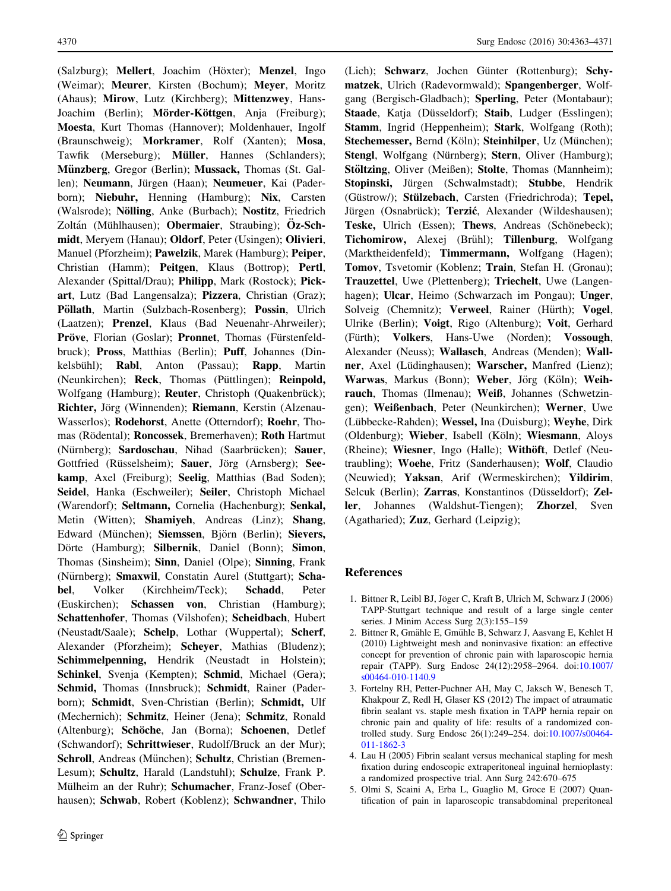(Salzburg); **Mellert**, Joachim (Höxter); **Menzel**, Ingo (Weimar); **Meurer**, Kirsten (Bochum); **Meyer**, Moritz (Ahaus); **Mirow**, Lutz (Kirchberg); **Mittenzwey**, Hans-Joachim (Berlin); **Mörder-Köttgen**, Anja (Freiburg); **Moesta**, Kurt Thomas (Hannover); Moldenhauer, Ingolf (Braunschweig); **Morkramer**, Rolf (Xanten); **Mosa**, Tawfik (Merseburg); **Müller**, Hannes (Schlanders); **Münzberg**, Gregor (Berlin); **Mussack,** Thomas (St. Gallen); **Neumann**, Jürgen (Haan); **Neumeuer**, Kai (Paderborn); **Niebuhr,** Henning (Hamburg); **Nix**, Carsten (Walsrode); **Nölling**, Anke (Burbach); **Nostitz**, Friedrich Zoltán (Mühlhausen); **Obermaier**, Straubing); **Öz-Schmidt**, Meryem (Hanau); **Oldorf**, Peter (Usingen); **Olivieri**, Manuel (Pforzheim); **Pawelzik**, Marek (Hamburg); **Peiper**, Christian (Hamm); **Peitgen**, Klaus (Bottrop); **Pertl**, Alexander (Spittal/Drau); **Philipp**, Mark (Rostock); **Pickart**, Lutz (Bad Langensalza); **Pizzera**, Christian (Graz); **Pöllath**, Martin (Sulzbach-Rosenberg); **Possin**, Ulrich (Laatzen); **Prenzel**, Klaus (Bad Neuenahr-Ahrweiler); **Pröve**, Florian (Goslar); **Pronnet**, Thomas (Fürstenfeldbruck); **Pross**, Matthias (Berlin); **Puff**, Johannes (Dinkelsbühl); **Rabl**, Anton (Passau); **Rapp**, Martin (Neunkirchen); **Reck**, Thomas (Püttlingen); **Reinpold,** Wolfgang (Hamburg); **Reuter**, Christoph (Quakenbrück); **Richter,** Jörg (Winnenden); **Riemann**, Kerstin (Alzenau-Wasserlos); **Rodehorst**, Anette (Otterndorf); **Roehr**, Thomas (Rödental); **Roncossek**, Bremerhaven); **Roth** Hartmut (Nürnberg); **Sardoschau**, Nihad (Saarbrücken); **Sauer**, Gottfried (Rüsselsheim); **Sauer**, Jörg (Arnsberg); **Seekamp**, Axel (Freiburg); **Seelig**, Matthias (Bad Soden); **Seidel**, Hanka (Eschweiler); **Seiler**, Christoph Michael (Warendorf); **Seltmann,** Cornelia (Hachenburg); **Senkal,** Metin (Witten); **Shamiyeh**, Andreas (Linz); **Shang**, Edward (München); **Siemssen**, Björn (Berlin); **Sievers,** Dörte (Hamburg); **Silbernik**, Daniel (Bonn); **Simon**, Thomas (Sinsheim); **Sinn**, Daniel (Olpe); **Sinning**, Frank (Nürnberg); **Smaxwil**, Constatin Aurel (Stuttgart); **Schabel**, Volker (Kirchheim/Teck); **Schadd**, Peter (Euskirchen); **Schassen von**, Christian (Hamburg); **Schattenhofer**, Thomas (Vilshofen); **Scheidbach**, Hubert (Neustadt/Saale); **Schelp**, Lothar (Wuppertal); **Scherf**, Alexander (Pforzheim); **Scheyer**, Mathias (Bludenz); **Schimmelpenning,** Hendrik (Neustadt in Holstein); **Schinkel**, Svenja (Kempten); **Schmid**, Michael (Gera); **Schmid,** Thomas (Innsbruck); **Schmidt**, Rainer (Paderborn); **Schmidt**, Sven-Christian (Berlin); **Schmidt,** Ulf (Mechernich); **Schmitz**, Heiner (Jena); **Schmitz**, Ronald (Altenburg); **Schöche**, Jan (Borna); **Schoenen**, Detlef (Schwandorf); **Schrittwieser**, Rudolf/Bruck an der Mur); **Schroll**, Andreas (München); **Schultz**, Christian (Bremen-Lesum); **Schultz**, Harald (Landstuhl); **Schulze**, Frank P. Mülheim an der Ruhr); **Schumacher**, Franz-Josef (Oberhausen); **Schwab**, Robert (Koblenz); **Schwandner**, Thilo (Lich); **Schwarz**, Jochen Günter (Rottenburg); **Schymatzek**, Ulrich (Radevormwald); **Spangenberger**, Wolfgang (Bergisch-Gladbach); **Sperling**, Peter (Montabaur); **Staade**, Katja (Düsseldorf); **Staib**, Ludger (Esslingen); **Stamm**, Ingrid (Heppenheim); **Stark**, Wolfgang (Roth); **Stechemesser,** Bernd (Köln); **Steinhilper**, Uz (München); **Stengl**, Wolfgang (Nürnberg); **Stern**, Oliver (Hamburg); **Stöltzing**, Oliver (Meißen); **Stolte**, Thomas (Mannheim); **Stopinski,** Jürgen (Schwalmstadt); **Stubbe**, Hendrik (Güstrow/); **Stülzebach**, Carsten (Friedrichroda); **Tepel,** Jürgen (Osnabrück); **Terzić**, Alexander (Wildeshausen); **Teske,** Ulrich (Essen); **Thews**, Andreas (Schönebeck); **Tichomirow,** Alexej (Brühl); **Tillenburg**, Wolfgang (Marktheidenfeld); **Timmermann,** Wolfgang (Hagen); **Tomov**, Tsvetomir (Koblenz; **Train**, Stefan H. (Gronau); **Trauzettel**, Uwe (Plettenberg); **Triechelt**, Uwe (Langenhagen); **Ulcar**, Heimo (Schwarzach im Pongau); **Unger**, Solveig (Chemnitz); **Verweel**, Rainer (Hürth); **Vogel**, Ulrike (Berlin); **Voigt**, Rigo (Altenburg); **Voit**, Gerhard (Fürth); **Volkers**, Hans-Uwe (Norden); **Vossough**, Alexander (Neuss); **Wallasch**, Andreas (Menden); **Wallner**, Axel (Lüdinghausen); **Warscher,** Manfred (Lienz); **Warwas**, Markus (Bonn); **Weber**, Jörg (Köln); **Weihrauch**, Thomas (Ilmenau); **Weiß**, Johannes (Schwetzingen); **Weißenbach**, Peter (Neunkirchen); **Werner**, Uwe (Lübbecke-Rahden); **Wessel,** Ina (Duisburg); **Weyhe**, Dirk (Oldenburg); **Wieber**, Isabell (Köln); **Wiesmann**, Aloys (Rheine); **Wiesner**, Ingo (Halle); **Withöft**, Detlef (Neutraubling); **Woehe**, Fritz (Sanderhausen); **Wolf**, Claudio (Neuwied); **Yaksan**, Arif (Wermeskirchen); **Yildirim**, Selcuk (Berlin); **Zarras**, Konstantinos (Düsseldorf); **Zeller**, Johannes (Waldshut-Tiengen); **Zhorzel**, Sven (Agatharied); **Zuz**, Gerhard (Leipzig);

## References

1. Bittner R, Leibl BJ, Jöger C, Kraft B, Ulrich M, Schwarz J (2006) TAPP-Stuttgart technique and result of a large single center series. J Minim Access Surg 2(3):155–159
2. Bittner R, Gmähle E, Gmühle B, Schwarz J, Aasvang E, Kehlet H (2010) Lightweight mesh and noninvasive fixation: an effective concept for prevention of chronic pain with laparoscopic hernia repair (TAPP). Surg Endosc 24(12):2958–2964. doi:10.1007/s00464-010-1140.9
3. Fortelny RH, Petter-Puchner AH, May C, Jaksch W, Benesch T, Khakpour Z, Redl H, Glaser KS (2012) The impact of atraumatic fibrin sealant vs. staple mesh fixation in TAPP hernia repair on chronic pain and quality of life: results of a randomized controlled study. Surg Endosc 26(1):249–254. doi:10.1007/s00464-011-1862-3
4. Lau H (2005) Fibrin sealant versus mechanical stapling for mesh fixation during endoscopic extraperitoneal inguinal hernioplasty: a randomized prospective trial. Ann Surg 242:670–675
5. Olmi S, Scaini A, Erba L, Guaglio M, Groce E (2007) Quantification of pain in laparoscopic transabdominal preperitoneal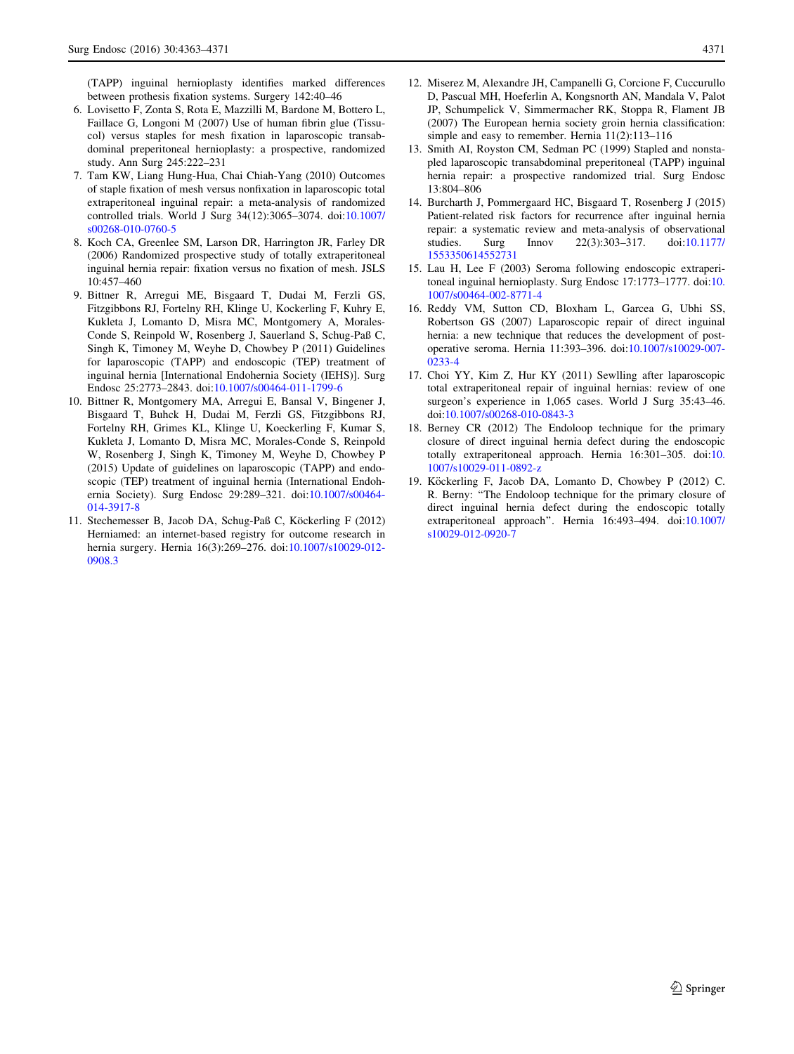(TAPP) inguinal hernioplasty identifies marked differences between prothesis fixation systems. Surgery 142:40–46

6. Lovisetto F, Zonta S, Rota E, Mazzilli M, Bardone M, Bottero L, Faillace G, Longoni M (2007) Use of human fibrin glue (Tissucol) versus staples for mesh fixation in laparoscopic transabdominal preperitoneal hernioplasty: a prospective, randomized study. Ann Surg 245:222–231
7. Tam KW, Liang Hung-Hua, Chai Chiah-Yang (2010) Outcomes of staple fixation of mesh versus nonfixation in laparoscopic total extraperitoneal inguinal repair: a meta-analysis of randomized controlled trials. World J Surg 34(12):3065–3074. doi:10.1007/s00268-010-0760-5
8. Koch CA, Greenlee SM, Larson DR, Harrington JR, Farley DR (2006) Randomized prospective study of totally extraperitoneal inguinal hernia repair: fixation versus no fixation of mesh. JSLS 10:457–460
9. Bittner R, Arregui ME, Bisgaard T, Dudai M, Ferzli GS, Fitzgibbons RJ, Fortelny RH, Klinge U, Kockerling F, Kuhry E, Kukleta J, Lomanto D, Misra MC, Montgomery A, Morales-Conde S, Reinpold W, Rosenberg J, Sauerland S, Schug-Paß C, Singh K, Timoney M, Weyhe D, Chowbey P (2011) Guidelines for laparoscopic (TAPP) and endoscopic (TEP) treatment of inguinal hernia [International Endohernia Society (IEHS)]. Surg Endosc 25:2773–2843. doi:10.1007/s00464-011-1799-6
10. Bittner R, Montgomery MA, Arregui E, Bansal V, Bingener J, Bisgaard T, Buhck H, Dudai M, Ferzli GS, Fitzgibbons RJ, Fortelny RH, Grimes KL, Klinge U, Koeckerling F, Kumar S, Kukleta J, Lomanto D, Misra MC, Morales-Conde S, Reinpold W, Rosenberg J, Singh K, Timoney M, Weyhe D, Chowbey P (2015) Update of guidelines on laparoscopic (TAPP) and endoscopic (TEP) treatment of inguinal hernia (International Endohernia Society). Surg Endosc 29:289–321. doi:10.1007/s00464-014-3917-8
11. Stechemesser B, Jacob DA, Schug-Paß C, Köckerling F (2012) Herniamed: an internet-based registry for outcome research in hernia surgery. Hernia 16(3):269–276. doi:10.1007/s10029-012-0908.3
12. Miserez M, Alexandre JH, Campanelli G, Corcione F, Cuccurullo D, Pascual MH, Hoeferlin A, Kongsnorth AN, Mandala V, Palot JP, Schumpelick V, Simmermacher RK, Stoppa R, Flament JB (2007) The European hernia society groin hernia classification: simple and easy to remember. Hernia 11(2):113–116
13. Smith AI, Royston CM, Sedman PC (1999) Stapled and nonstapled laparoscopic transabdominal preperitoneal (TAPP) inguinal hernia repair: a prospective randomized trial. Surg Endosc 13:804–806
14. Burcharth J, Pommergaard HC, Bisgaard T, Rosenberg J (2015) Patient-related risk factors for recurrence after inguinal hernia repair: a systematic review and meta-analysis of observational studies. Surg Innov 22(3):303–317. doi:10.1177/1553350614552731
15. Lau H, Lee F (2003) Seroma following endoscopic extraperitoneal inguinal hernioplasty. Surg Endosc 17:1773–1777. doi:10.1007/s00464-002-8771-4
16. Reddy VM, Sutton CD, Bloxham L, Garcea G, Ubhi SS, Robertson GS (2007) Laparoscopic repair of direct inguinal hernia: a new technique that reduces the development of postoperative seroma. Hernia 11:393–396. doi:10.1007/s10029-007-0233-4
17. Choi YY, Kim Z, Hur KY (2011) Sewlling after laparoscopic total extraperitoneal repair of inguinal hernias: review of one surgeon's experience in 1,065 cases. World J Surg 35:43–46. doi:10.1007/s00268-010-0843-3
18. Berney CR (2012) The Endoloop technique for the primary closure of direct inguinal hernia defect during the endoscopic totally extraperitoneal approach. Hernia 16:301–305. doi:10.1007/s10029-011-0892-z
19. Köckerling F, Jacob DA, Lomanto D, Chowbey P (2012) C. R. Berny: "The Endoloop technique for the primary closure of direct inguinal hernia defect during the endoscopic totally extraperitoneal approach". Hernia 16:493–494. doi:10.1007/s10029-012-0920-7